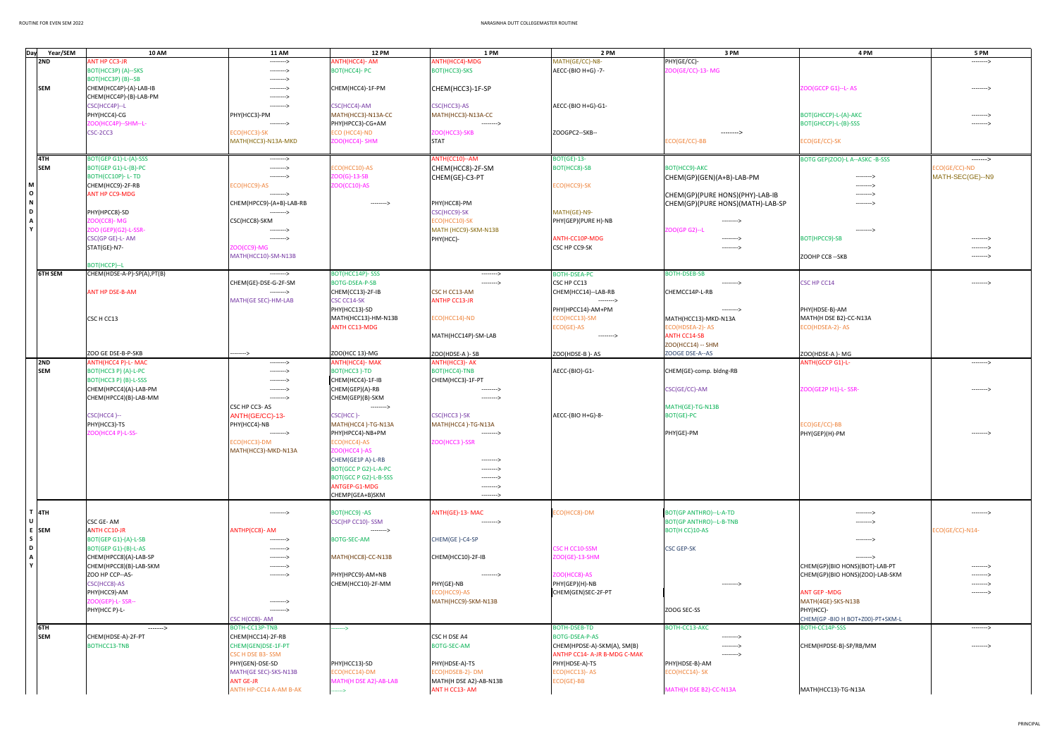| Day | Year/SEM | 10 AM | 11 AM | 12 PM | 1 PM | 2 PM | 3 PM | 4 PM | 5 PM |
|---|---|---|---|---|---|---|---|---|---|
| | 2ND | ANT HP CC3-JR | --------> | ANTH(HCC4)- AM | ANTH(HCC4)-MDG | MATH(GE/CC)-N8- | PHY(GE/CC)- | | --------> |
| | | BOT(HCC3P) (A)--SKS | --------> | BOT(HCC4)- PC | BOT(HCC3)-SKS | AECC-(BIO H+G) -7- | ZOO(GE/CC)-13- MG | | |
| | | BOT(HCC3P) (B)--SB | --------> | | | | | | |
| | SEM | CHEM(HCC4P)-(A)-LAB-IB | --------> | CHEM(HCC4)-1F-PM | CHEM(HCC3)-1F-SP | | | ZOO(GCCP G1)--L- AS | --------> |
| | | CHEM(HCC4P)-(B)-LAB-PM | --------> | | | | | | |
| | | CSC(HCC4P)--L | --------> | CSC(HCC4)-AM | CSC(HCC3)-AS | AECC-(BIO H+G)-G1- | | | |
| | | PHY(HCC4)-CG | PHY(HCC3)-PM | MATH(HCC3)-N13A-CC | MATH(HCC3)-N13A-CC | | | BOT(GHCCP)-L-(A)-AKC | --------> |
| | | ZOO(HCC4P)--SHM--L- | --------> | PHY(HPCC3)-CG+AM | --------> | | | BOT(GHCCP)-L-(B)-SSS | --------> |
| | | CSC-2CC3 | ECO(HCC3)-SK | ECO (HCC4)-ND | ZOO(HCC3)-SKB | ZOOGPC2--SKB-- | --------> | | |
| | | | MATH(HCC3)-N13A-MKD | ZOO(HCC4)- SHM | STAT | | ECO(GE/CC)-BB | ECO(GE/CC)-SK | |
| | 4TH | BOT(GEP G1)-L-(A)-SSS | --------> | | ANTH(CC10)--AM | BOT(GE)-13- | | BOTG GEP(ZOO)-L A--ASKC -B-SSS | --------> |
| | SEM | BOT(GEP G1)-L-(B)-PC | --------> | ECO(HCC10)-AS | CHEM(HCC8)-2F-SM | BOT(HCC8)-SB | BOT(HCC9)-AKC | | ECO(GE/CC)-ND |
| | | BOTH(CC10P)- L- TD | --------> | ZOO(G)-13-SB | CHEM(GE)-C3-PT | | CHEM(GP)(GEN)(A+B)-LAB-PM | --------> | MATH-SEC(GE)--N9 |
| M | | CHEM(HCC9)-2F-RB | ECO(HCC9)-AS | ZOO(CC10)-AS | | ECO(HCC9)-SK | | --------> | |
| O | | ANT HP CC9-MDG | --------> | | | | CHEM(GP)(PURE HONS)(PHY)-LAB-IB | --------> | |
| N | | | CHEM(HPCC9)-(A+B)-LAB-RB | --------> | PHY(HCC8)-PM | | CHEM(GP)(PURE HONS)(MATH)-LAB-SP | --------> | |
| D | | PHY(HPCC8)-SD | --------> | | CSC(HCC9)-SK | MATH(GE)-N9- | | | |
| A | | ZOO(CC8)- MG | CSC(HCC8)-SKM | | ECO(HCC10)-SK | PHY(GEP)(PURE H)-NB | --------> | | |
| Y | | ZOO (GEP)(G2)-L-SSR- | --------> | | MATH (HCC9)-SKM-N13B | | ZOO(GP G2)--L | --------> | |
| | | CSC(GP GE)-L- AM | --------> | | PHY(HCC)- | ANTH-CC10P-MDG | --------> | BOT(HPCC9)-SB | --------> |
| | | STAT(GE)-N7- | ZOO(CC9)-MG | | | CSC HP CC9-SK | --------> | | --------> |
| | | | MATH(HCC10)-SM-N13B | | | | | ZOOHP CC8 --SKB | --------> |
| | | BOT(HCCP)--L | | | | | | | |
| | 6TH SEM | CHEM(HDSE-A-P)-SP(A),PT(B) | --------> | BOT(HCC14P)- SSS | --------> | BOTH-DSEA-PC | BOTH-DSEB-SB | | |
| | | | CHEM(GE)-DSE-G-2F-SM | BOTG-DSEA-P-SB | --------> | CSC HP CC13 | --------> | CSC HP CC14 | --------> |
| | | ANT HP DSE-B-AM | --------> | CHEM(CC13)-2F-IB | CSC H CC13-AM | CHEM(HCC14)--LAB-RB | CHEMCC14P-L-RB | | |
| | | | MATH(GE SEC)-HM-LAB | CSC CC14-SK | ANTHP CC13-JR | --------> | | | |
| | | | | PHY(HCC13)-SD | | PHY(HPCC14)-AM+PM | --------> | PHY(HDSE-B)-AM | |
| | | CSC H CC13 | | MATH(HCC13)-HM-N13B | ECO(HCC14)-ND | ECO(HCC13)-SM | MATH(HCC13)-MKD-N13A | MATH(H DSE B2)-CC-N13A | |
| | | | | ANTH CC13-MDG | | ECO(GE)-AS | ECO(HDSEA-2)- AS | ECO(HDSEA-2)- AS | |
| | | | | | MATH(HCC14P)-SM-LAB | --------> | ANTH CC14-SB | | |
| | | | | | | | ZOO(HCC14) -- SHM | | |
| | | ZOO GE DSE-B-P-SKB | --------> | ZOO(HCC 13)-MG | ZOO(HDSE-A )- SB | ZOO(HDSE-B )- AS | ZOOGE DSE-A--AS | ZOO(HDSE-A )- MG | |
| | 2ND | ANTH(HCC4 P)-L- MAC | --------> | ANTH(HCC4)- MAK | ANTH(HCC3)- AK | | | ANTH(GCCP G1)-L- | --------> |
| | SEM | BOT(HCC3 P) (A)-L-PC | --------> | BOT(HCC3 )-TD | BOT(HCC4)-TNB | AECC-(BIO)-G1- | CHEM(GE)-comp. bldng-RB | | |
| | | BOT(HCC3 P) (B)-L-SSS | --------> | CHEM(HCC4)-1F-IB | CHEM(HCC3)-1F-PT | | | | |
| | | CHEM(HPCC4)(A)-LAB-PM | --------> | CHEM(GEP)(A)-RB | --------> | | CSC(GE/CC)-AM | ZOO(GE2P H1)-L- SSR- | --------> |
| | | CHEM(HPCC4)(B)-LAB-MM | --------> | CHEM(GEP)(B)-SKM | --------> | | | | |
| | | | CSC HP CC3- AS | --------> | | | MATH(GE)-TG-N13B | | |
| | | CSC(HCC4 )-- | ANTH(GE/CC)-13- | CSC(HCC )- | CSC(HCC3 )-SK | AECC-(BIO H+G)-8- | BOT(GE)-PC | | |
| | | PHY(HCC3)-TS | PHY(HCC4)-NB | MATH(HCC4 )-TG-N13A | MATH(HCC4 )-TG-N13A | | | ECO(GE/CC)-BB | |
| | | ZOO(HCC4 P)-L-SS- | --------> | PHY(HPCC4)-NB+PM | --------> | | PHY(GE)-PM | PHY(GEP)(H)-PM | --------> |
| | | | ECO(HCC3)-DM | ECO(HCC4)-AS | ZOO(HCC3 )-SSR | | | | |
| | | | MATH(HCC3)-MKD-N13A | ZOO(HCC4 )-AS | | | | | |
| | | | | CHEM(GE1P A)-L-RB | --------> | | | | |
| | | | | BOT(GCC P G2)-L-A-PC | --------> | | | | |
| | | | | BOT(GCC P G2)-L-B-SSS | --------> | | | | |
| | | | | ANTGEP-G1-MDG | --------> | | | | |
| | | | | CHEMP(GEA+B)SKM | --------> | | | | |
| T | 4TH | | --------> | BOT(HCC9) -AS | ANTH(GE)-13- MAC | ECO(HCC8)-DM | BOT(GP ANTHRO)--L-A-TD | --------> | --------> |
| U | | CSC GE- AM | | CSC(HP CC10)- SSM | --------> | | BOT(GP ANTHRO)--L-B-TNB | --------> | |
| E | SEM | ANTH CC10-JR | ANTHP(CC8)- AM | --------> | | | BOT(H CC)10-AS | | ECO(GE/CC)-N14- |
| S | | BOT(GEP G1)-(A)-L-SB | --------> | BOTG-SEC-AM | CHEM(GE )-C4-SP | | | --------> | |
| D | | BOT(GEP G1)-(B)-L-AS | --------> | | | CSC H CC10-SSM | CSC GEP-SK | | |
| A | | CHEM(HPCC8)(A)-LAB-SP | --------> | MATH(HCC8)-CC-N13B | CHEM(HCC10)-2F-IB | ZOO(GE)-13-SHM | | --------> | |
| Y | | CHEM(HPCC8)(B)-LAB-SKM | --------> | | | | | CHEM(GP)(BIO HONS)(BOT)-LAB-PT | --------> |
| | | ZOO HP CCP--AS- | --------> | PHY(HPCC9)-AM+NB | --------> | ZOO(HCC8)-AS | | CHEM(GP)(BIO HONS)(ZOO)-LAB-SKM | --------> |
| | | CSC(HCC8)-AS | | CHEM(HCC10)-2F-MM | PHY(GE)-NB | PHY(GEP)(H)-NB | --------> | | --------> |
| | | PHY(HCC9)-AM | | | ECO(HCC9)-AS | CHEM(GEN)SEC-2F-PT | | ANT GEP -MDG | --------> |
| | | ZOO(GEP)-L- SSR-- | --------> | | MATH(HCC9)-SKM-N13B | | | MATH(4GE)-SKS-N13B | |
| | | PHY(HCC P)-L- | --------> | | | | ZOOG SEC-SS | PHY(HCC)- | |
| | | | CSC H(CC8)- AM | | | | | CHEM(GP -BIO H BOT+Z00)-PT+SKM-L | |
| | 6TH | --------> | BOTH-CC13P-TNB | -------> | | BOTH-DSEB-TD | BOTH-CC13-AKC | BOTH-CC14P-SSS | --------> |
| | SEM | CHEM(HDSE-A)-2F-PT | CHEM(HCC14)-2F-RB | | CSC H DSE A4 | BOTG-DSEA-P-AS | --------> | | |
| | | BOTHCC13-TNB | CHEM(GEN)DSE-1F-PT | | BOTG-SEC-AM | CHEM(HPDSE-A)-SKM(A), SM(B) | --------> | CHEM(HPDSE-B)-SP/RB/MM | --------> |
| | | | CSC H DSE B3- SSM | | | ANTHP CC14- A-JR B-MDG C-MAK | --------> | | |
| | | | PHY(GEN)-DSE-SD | PHY(HCC13)-SD | PHY(HDSE-A)-TS | PHY(HDSE-A)-TS | PHY(HDSE-B)-AM | | |
| | | | MATH(GE SEC)-SKS-N13B | ECO(HCC14)-DM | ECO(HDSEB-2)- DM | ECO(HCC13)- AS | ECO(HCC14)- SK | | |
| | | | ANT GE-JR | MATH(H DSE A2)-AB-LAB | MATH(H DSE A2)-AB-N13B | ECO(GE)-BB | | | |
| | | | ANTH HP-CC14 A-AM B-AK | ------> | ANT H CC13- AM | | MATH(H DSE B2)-CC-N13A | MATH(HCC13)-TG-N13A | |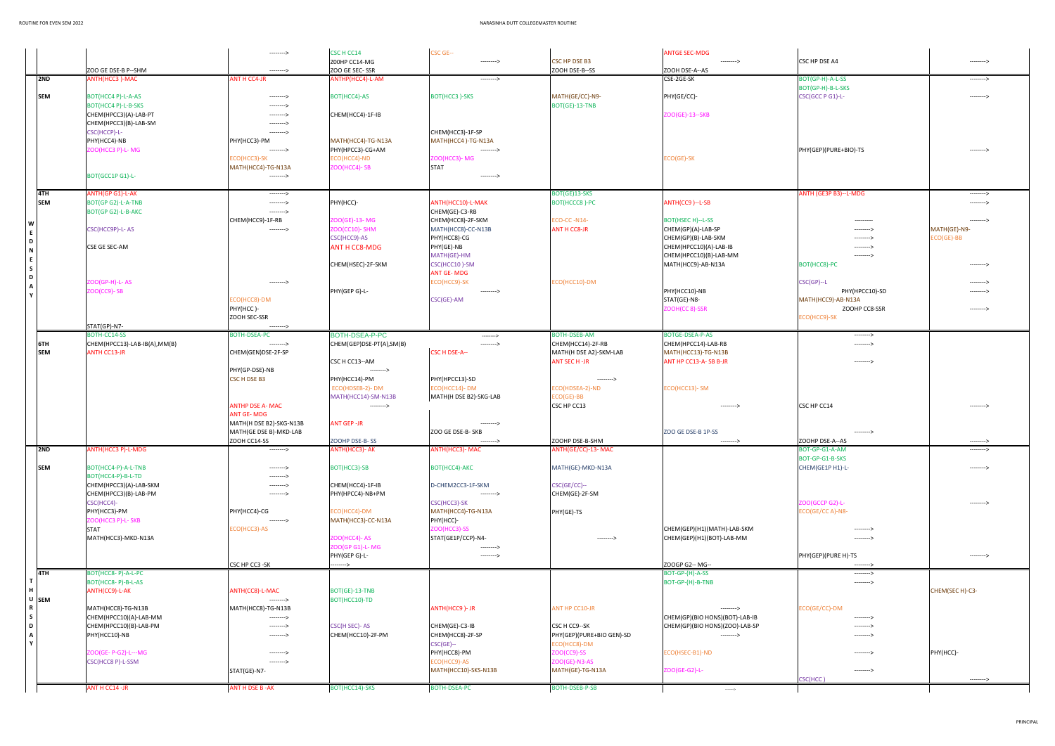| | | | | | | | | | |
|---|---|---|---|---|---|---|---|---|---|
| | | | --------> | CSC H CC14 | CSC GE-- | | | ANTGE SEC-MDG | | |
| | | | | Z00HP CC14-MG | --------> | CSC HP DSE B3 | --------> | CSC HP DSE A4 | --------> |
| | | ZOO GE DSE-B P--SHM | --------> | ZOO GE SEC- SSR | | ZOOH DSE-B--SS | ZOOH DSE-A--AS | | |
| | 2ND | ANTH(HCC3 )-MAC | ANT H CC4-JR | ANTHP(HCC4)-L-AM | --------> | | CSE-2GE-SK | BOT(GP-H)-A-L-SS | --------> |
| | | | | | | | | BOT(GP-H)-B-L-SKS | |
| | SEM | BOT(HCC4 P)-L-A-AS | --------> | BOT(HCC4)-AS | BOT(HCC3 )-SKS | MATH(GE/CC)-N9- | PHY(GE/CC)- | CSC(GCC P G1)-L- | --------> |
| | | BOT(HCC4 P)-L-B-SKS | --------> | | | BOT(GE)-13-TNB | | | |
| | | CHEM(HPCC3)(A)-LAB-PT | --------> | CHEM(HCC4)-1F-IB | | | ZOO(GE)-13--SKB | | |
| | | CHEM(HPCC3)(B)-LAB-SM | --------> | | | | | | |
| | | CSC(HCCP)-L- | --------> | | CHEM(HCC3)-1F-SP | | | | |
| | | PHY(HCC4)-NB | PHY(HCC3)-PM | MATH(HCC4)-TG-N13A | MATH(HCC4 )-TG-N13A | | | | |
| | | ZOO(HCC3 P)-L- MG | --------> | PHY(HPCC3)-CG+AM | --------> | | | PHY(GEP)(PURE+BIO)-TS | --------> |
| | | | ECO(HCC3)-SK | ECO(HCC4)-ND | ZOO(HCC3)- MG | | ECO(GE)-SK | | |
| | | | MATH(HCC4)-TG-N13A | ZOO(HCC4)- SB | STAT | | | | |
| | | BOT(GCC1P G1)-L- | --------> | | --------> | | | | |
| | 4TH | ANTH(GP G1)-L-AK | --------> | | | BOT(GE)13-SKS | | ANTH (GE3P B3)--L-MDG | --------> |
| | SEM | BOT(GP G2)-L-A-TNB | --------> | PHY(HCC)- | ANTH(HCC10)-L-MAK | BOT(HCCC8 )-PC | ANTH(CC9 )--L-SB | | --------> |
| | | BOT(GP G2)-L-B-AKC | --------> | | CHEM(GE)-C3-RB | | | | |
| W | | | CHEM(HCC9)-1F-RB | ZOO(GE)-13- MG | CHEM(HCC8)-2F-SKM | ECO-CC -N14- | BOT(HSEC H)--L-SS | --------- | --------> |
| E | | CSC(HCC9P)-L- AS | --------> | ZOO(CC10)- SHM | MATH(HCC8)-CC-N13B | ANT H CC8-JR | CHEM(GP)(A)-LAB-SP | --------> | MATH(GE)-N9- |
| D | | | | CSC(HCC9)-AS | PHY(HCC8)-CG | | CHEM(GP)(B)-LAB-SKM | --------> | ECO(GE)-BB |
| N | | CSE GE SEC-AM | | ANT H CC8-MDG | PHY(GE)-NB | | CHEM(HPCC10)(A)-LAB-IB | --------> | |
| E | | | | | MATH(GE)-HM | | CHEM(HPCC10)(B)-LAB-MM | --------> | |
| S | | | | CHEM(HSEC)-2F-SKM | CSC(HCC10 )-SM | | MATH(HCC9)-AB-N13A | BOT(HCC8)-PC | --------> |
| D | | | | | ANT GE- MDG | | | | |
| A | | ZOO(GP-H)-L- AS | --------> | | ECO(HCC9)-SK | ECO(HCC10)-DM | | CSC(GP)--L | --------> |
| Y | | ZOO(CC9)- SB | | PHY(GEP G)-L- | --------> | | PHY(HCC10)-NB | PHY(HPCC10)-SD | --------> |
| | | | ECO(HCC8)-DM | | CSC(GE)-AM | | STAT(GE)-N8- | MATH(HCC9)-AB-N13A | |
| | | | PHY(HCC )- | | | | ZOOH(CC 8)-SSR | ZOOHP CC8-SSR | --------> |
| | | | ZOOH SEC-SSR | | | | | ECO(HCC9)-SK | |
| | | STAT(GP)-N7- | --------> | | | | | | |
| | | BOTH-CC14-SS | BOTH-DSEA-PC | BOTH-DSEA-P-PC | --------> | BOTH-DSEB-AM | BOTGE-DSEA-P-AS | --------> | |
| | 6TH | CHEM(HPCC13)-LAB-IB(A),MM(B) | --------> | CHEM(GEP)DSE-PT(A),SM(B) | --------> | CHEM(HCC14)-2F-RB | CHEM(HPCC14)-LAB-RB | --------> | |
| | SEM | ANTH CC13-JR | CHEM(GEN)DSE-2F-SP | | CSC H DSE-A-- | MATH(H DSE A2)-SKM-LAB | MATH(HCC13)-TG-N13B | | |
| | | | | CSC H CC13--AM | | ANT SEC H -JR | ANT HP CC13-A- SB B-JR | --------> | |
| | | | PHY(GP-DSE)-NB | --------> | | | | | |
| | | | CSC H DSE B3 | PHY(HCC14)-PM | PHY(HPCC13)-SD | --------> | | | |
| | | | | ECO(HDSEB-2)- DM | ECO(HCC14)- DM | ECO(HDSEA-2)-ND | ECO(HCC13)- SM | | |
| | | | | MATH(HCC14)-SM-N13B | MATH(H DSE B2)-SKG-LAB | ECO(GE)-BB | | | |
| | | | ANTHP DSE A- MAC | --------> | | CSC HP CC13 | --------> | CSC HP CC14 | --------> |
| | | | ANT GE- MDG | | | | | | |
| | | | MATH(H DSE B2)-SKG-N13B | ANT GEP -JR | --------> | | | | |
| | | | MATH(GE DSE B)-MKD-LAB | | ZOO GE DSE-B- SKB | | ZOO GE DSE-B 1P-SS | --------> | |
| | | | ZOOH CC14-SS | ZOOHP DSE-B- SS | --------> | ZOOHP DSE-B-SHM | --------> | ZOOHP DSE-A--AS | --------> |
| | 2ND | ANTH(HCC3 P)-L-MDG | --------> | ANTH(HCC3)- AK | ANTH(HCC3)- MAC | ANTH(GE/CC)-13- MAC | | BOT-GP-G1-A-AM | --------> |
| | | | | | | | | BOT-GP-G1-B-SKS | |
| | SEM | BOT(HCC4-P)-A-L-TNB | --------> | BOT(HCC3)-SB | BOT(HCC4)-AKC | MATH(GE)-MKD-N13A | | CHEM(GE1P H1)-L- | --------> |
| | | BOT(HCC4-P)-B-L-TD | --------> | | | | | | |
| | | CHEM(HPCC3)(A)-LAB-SKM | --------> | CHEM(HCC4)-1F-IB | D-CHEM2CC3-1F-SKM | CSC(GE/CC)-- | | | |
| | | CHEM(HPCC3)(B)-LAB-PM | --------> | PHY(HPCC4)-NB+PM | --------> | CHEM(GE)-2F-SM | | | |
| | | CSC(HCC4)- | | | CSC(HCC3)-SK | | | ZOO(GCCP G2)-L- | --------> |
| | | PHY(HCC3)-PM | PHY(HCC4)-CG | ECO(HCC4)-DM | MATH(HCC4)-TG-N13A | PHY(GE)-TS | | ECO(GE/CC A)-N8- | |
| | | ZOO(HCC3 P)-L- SKB | --------> | MATH(HCC3)-CC-N13A | PHY(HCC)- | | | | |
| | | STAT | ECO(HCC3)-AS | | ZOO(HCC3)-SS | | CHEM(GEP)(H1)(MATH)-LAB-SKM | --------> | |
| | | MATH(HCC3)-MKD-N13A | | ZOO(HCC4)- AS | STAT(GE1P/CCP)-N4- | --------> | CHEM(GEP)(H1)(BOT)-LAB-MM | --------> | |
| | | | | ZOO(GP G1)-L- MG | --------> | | | | |
| | | | | PHY(GEP G)-L- | --------> | | | PHY(GEP)(PURE H)-TS | --------> |
| | | | CSC HP CC3 -SK | --------> | | | ZOOGP G2-- MG-- | --------> | |
| | 4TH | BOT(HCC8- P)-A-L-PC | | | | | BOT-GP-(H)-A-SS | --------> | |
| T | | BOT(HCC8- P)-B-L-AS | | | | | BOT-GP-(H)-B-TNB | --------> | |
| H | | ANTH(CC9)-L-AK | ANTH(CC8)-L-MAC | BOT(GE)-13-TNB | | | | | CHEM(SEC H)-C3- |
| U | SEM | | --------> | BOT(HCC10)-TD | | | | | |
| R | | MATH(HCC8)-TG-N13B | MATH(HCC8)-TG-N13B | | ANTH(HCC9 )- JR | ANT HP CC10-JR | --------> | ECO(GE/CC)-DM | |
| S | | CHEM(HPCC10)(A)-LAB-MM | --------> | | | | CHEM(GP)(BIO HONS)(BOT)-LAB-IB | --------> | |
| D | | CHEM(HPCC10)(B)-LAB-PM | --------> | CSC(H SEC)- AS | CHEM(GE)-C3-IB | CSC H CC9--SK | CHEM(GP)(BIO HONS)(ZOO)-LAB-SP | --------> | |
| A | | PHY(HCC10)-NB | --------> | CHEM(HCC10)-2F-PM | CHEM(HCC8)-2F-SP | PHY(GEP)(PURE+BIO GEN)-SD | --------> | --------> | |
| Y | | | | | CSC(GE)-- | ECO(HCC8)-DM | | | |
| | | ZOO(GE- P-G2)-L---MG | --------> | | PHY(HCC8)-PM | ZOO(CC9)-SS | ECO(HSEC-B1)-ND | --------> | PHY(HCC)- |
| | | CSC(HCC8 P)-L-SSM | --------> | | ECO(HCC9)-AS | ZOO(GE)-N3-AS | | | |
| | | | STAT(GE)-N7- | | MATH(HCC10)-SKS-N13B | MATH(GE)-TG-N13A | ZOO(GE-G2)-L- | --------> | |
| | | | | | | | | CSC(HCC ) | --------> |
| | | ANT H CC14 -JR | ANT H DSE B -AK | BOT(HCC14)-SKS | BOTH-DSEA-PC | BOTH-DSEB-P-SB | ------> | | |

PRINCIPAL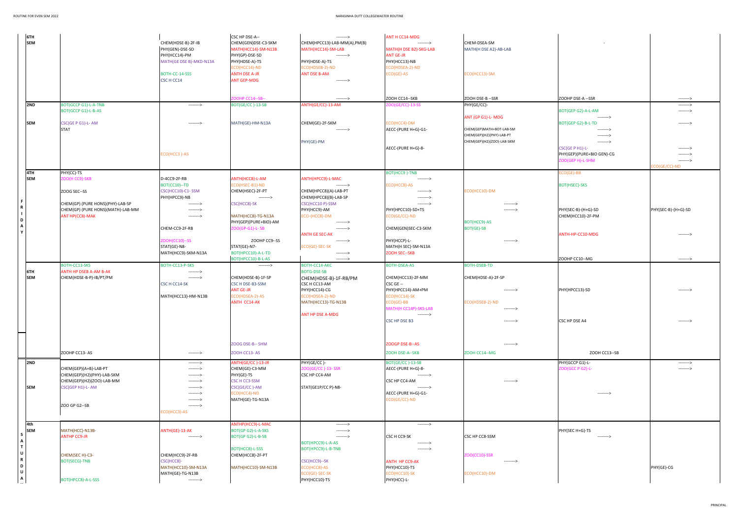| DAY | SEM | | | | | | | | |
|---|---|---|---|---|---|---|---|---|---|
| | 6TH SEM | | CHEM(HDSE-B)-2F-IB | CSC HP DSE-A-- | --------> | ANT H CC14-MDG | | - | |
| | | | PHY(GEN)-DSE-SD | CHEM(GEN)DSE-C3-SKM | CHEM(HPCC13)-LAB-MM(A),PM(B) | --------> | CHEM-DSEA-SM | | |
| | | | PHY(HCC14)-PM | MATH(HCC14)-SM-N13B | MATH(HCC14)-SM-LAB | MATH(H DSE B2)-SKG-LAB | MATH(H DSE A2)-AB-LAB | | |
| | | | MATH(GE DSE B)-MKD-N13A | PHY(GP)-DSE-SD | --------> | ANT GE-JR | | | |
| | | | | ECO(HCC14)-ND | PHY(HDSE-A)-TS | PHY(HCC13)-NB | | | |
| | | | BOTH-CC-14-SSS | ANTH DSE A-JR | ECO(HDSEB-2)-ND | ECO(HDSEA-2)-ND | | | |
| | | | CSC H CC14 | ANT GEP-MDG | ANT DSE B-AM | ECO(GE)-AS | ECO(HCC13)-SM | | |
| | | | | | --------> | | | | |
| | | | | ZOOHP CC14--SB-- | --------> | ZOOH CC14--SKB | ZOOH DSE-B --SSR | ZOOHP DSE-A --SSR | --------> |
| | 2ND SEM | BOT(GCCP G1)-L-A-TNB | --------> | BOT(GE/CC )-13-SB | ANTH(GE/CC)-13-AM | ZOO(GE/CC)-13-SS | PHY(GE/CC)- | | --------> |
| | | BOT(GCCP G1)-L-B-AS | | | | | ANT (GP G1)-L- MDG | BOT(GEP G2)-A-L-AM | --------> |
| | | CSC(GE P G1)-L- AM | --------> | MATH(GE)-HM-N13A | CHEM(GE)-2F-SKM | ECO(HCC4)-DM | | --------> | |
| | | STAT | | | --------> | AECC-(PURE H+G)-G1- | CHEM(GEP)MATH+BOT-LAB-SM | BOT(GEP G2)-B-L-TD | --------> |
| | | | | | | | CHEM(GEP)(H2)(PHY)-LAB-PT | --------> | |
| | | | | | PHY(GE)-PM | | CHEM(GEP)(H2)(ZOO)-LAB-SKM | --------> | |
| | | | | | | AECC-(PURE H+G)-8- | | CSC(GE P H1)-L- | --------> |
| | | | ECO(HCC3 )-AS | | | | | PHY(GEP)(PURE+BIO GEN)-CG | --------> |
| | | | | | | | | ZOO(GEP H)-L-SHM | --------> |
| | | | | | | | | | ECO(GE/CC)-ND |
| FRIDAY | 4TH SEM | PHY(CC)-TS | | | | BOT(HCC9 )-TNB | | ECO(GE)-BB | |
| | | ZOO(H CC9)-SKB | D-4CC9-2F-RB | ANTH(HCC8)-L-AM | ANTH(HPCC9)-L-MAC | --------> | | | |
| | | | BOT(CC10)--TD | ECO(HSEC-B1)-ND | --------> | ECO(HCC8)-AS | | BOT(HSEC)-SKS | |
| | | ZOOG SEC--SS | CSC(HCC10)-C1- SSM | CHEM(HSEC)-2F-PT | CHEM(HPCC8)(A)-LAB-PT | --------> | ECO(HCC10)-DM | | |
| | | | PHY(HPCC9)-NB | --------> | CHEM(HPCC8)(B)-LAB-SP | --------> | | | |
| | | CHEM(GP) (PURE HONS)(PHY)-LAB-SP | --------> | CSC(HCC8)-SK | CSC(HCC10 P)-SSM | --------> | --------> | | |
| | | CHEM(GP) (PURE HONS)(MATH)-LAB-MM | --------> | | PHY(HCC9)-AM | PHY(HPCC10)-SD+TS | --------> | PHY(SEC-B)-(H+G)-SD | PHY(SEC-B)-(H+G)-SD |
| | | ANT HP(CC8)-MAK | --------> | MATH(HCC8)-TG-N13A | ECO-(HCC8)-DM | ECO(GE/CC)-ND | | CHEM(HCC10)-2F-PM | |
| | | | | PHY(GEP)(PURE+BIO)-AM | --------> | | BOT(HCC9)-AS | | |
| | | | CHEM-CC9-2F-RB | ZOO(GP-G1)-L- SB | --------> | CHEM(GEN)SEC-C3-SKM | BOT(GE)-SB | | |
| | | | | | ANTH GE SEC-AK | | | ANTH-HP-CC10-MDG | --------> |
| | | | ZOOH(CC10)--SS | ZOOHP CC9--SS | --------> | PHY(HCCP)-L- | --------> | | |
| | | | STAT(GE)-N8- | STAT(GE)-N7- | ECO(GE)-SEC-SK | MATH(H SEC)-SM-N13A | | | |
| | | | MATH(HCC9)-SKM-N13A | BOT(HPCC10)-A-L-TD | --------> | ZOOH SEC--SKB | | | |
| | | | | BOT(HPCC10)-B-L-AS | --------> | | | ZOOHP CC10--MG | --------> |
| | 6TH SEM | BOTH-CC13-SKS | BOTH-CC13-P-SKS | --------> | BOTH-CC14-AKC | BOTH-DSEA-AS | BOTH-DSEB-TD | | |
| | | ANTH HP DSEB A-AM B-AK | --------> | | BOTG-DSE-SB | | | | |
| | | CHEM(HDSE-B-P)-IB/PT/PM | --------> | CHEM(HDSE-B)-1F-SP | CHEM(HDSE-B)-1F-RB/PM | CHEM(HCC13)-2F-MM | CHEM(HDSE-A)-2F-SP | | |
| | | | CSC H CC14-SK | CSC H DSE-B3-SSM | CSC H CC13-AM | CSC GE -- | | | |
| | | | | ANT GE-JR | PHY(HCC14)-CG | PHY(HPCC14)-AM+PM | --------> | PHY(HPCC13)-SD | --------> |
| | | | MATH(HCC13)-HM-N13B | ECO(HDSEA-2)-AS | ECO(HDSEA-2)-ND | ECO(HCC14)-SK | | | |
| | | | | ANTH CC14-AK | MATH(HCC13)-TG-N13B | ECO(GE)-BB | ECO(HDSEB-2)-ND | | |
| | | | | | | MATH(H CC14P)-SKS-LAB | --------> | | |
| | | | | | ANT HP DSE A-MDG | --------> | | | |
| | | | | | | CSC HP DSE B3 | --------> | CSC HP DSE A4 | --------> |
| | | | | ZOOG DSE-B-- SHM | | ZOOGP DSE-B--AS | --------> | | |
| | | ZOOHP CC13- AS | --------> | ZOOH CC13- AS | | ZOOH DSE-A--SKB | ZOOH CC14--MG | ZOOH CC13--SB | |
| SATURDAY | 2ND SEM | | --------> | ANTH(GE/CC )-13-JR | PHY(GE/CC )- | BOT(GE/CC )-13-SB | | PHY(GCCP G1)-L- | --------> |
| | | CHEM(GEP)(A+B)-LAB-PT | --------> | CHEM(GE)-C3-MM | ZOO(GE/CC )-13- SSR | AECC-(PURE H+G)-8- | | ZOO(GCC P G2)-L- | --------> |
| | | CHEM(GEP)(H2)(PHY)-LAB-SKM | --------> | PHY(GE)-TS | CSC HP CC4-AM | --------> | | | |
| | | CHEM(GEP)(H2)(ZOO)-LAB-MM | --------> | CSC H CC3-SSM | | CSC HP CC4-AM | --------> | | |
| | | CSC(GEP H1)-L- AM | --------> | CSC(GE/CC )-AM | STAT(GE1P/CC P)-N8- | --------> | | | |
| | | | --------> | ECO(HCC4)-ND | | AECC-(PURE H+G)-G1- | | --------> | |
| | | | --------> | MATH(GE)-TG-N13A | | ECO(GE/CC)-ND | | | |
| | | ZOO GP G2--SB | --------> | | | | | | |
| | | | ECO(HCC3)-AS | | | | | | |
| | 4th SEM | | | ANTHP(HCC9)-L-MAC | --------> | --------> | | | |
| | | MATH(HCC)-N13B- | ANTH(GE)-13-AK | BOT(GP G2)-L-A-SKS | --------> | | | PHY(SEC H+G)-TS | |
| | | ANTHP CC9-JR | --------> | BOT(GP G2)-L-B-SB | --------> | CSC H CC9-SK | CSC HP CC8-SSM | --------> | |
| | | | | | BOT(HPCC9)-L-A-AS | --------> | | | |
| | | | | BOT(HCC8)-L-SSS | BOT(HPCC9)-L-B-TNB | --------> | | | |
| | | CHEM(SEC H)-C3- | CHEM(HCC9)-2F-RB | CHEM(HCC8)-2F-PT | | | ZOO(CC10)-SSR | | |
| | | BOT(SECG)-TNB | CSC(HCC8)- | | CSC(HCC9)--SK | ANTH HP CC9-AK | --------> | | |
| | | | MATH(HCC10)-SM-N13A | MATH(HCC10)-SM-N13B | ECO(HCC8)-AS | PHY(HCC10)-TS | | | PHY(GE)-CG |
| | | | MATH(GE)-TG-N13B | | ECO(GE)-SEC-SK | ECO(HCC10)-SK | ECO(HCC10)-DM | | |
| | | BOT(HPCC8)-A-L-SSS | --------> | | PHY(HCC10)-TS | PHY(HCC)-L- | | | |

PRINCIPAL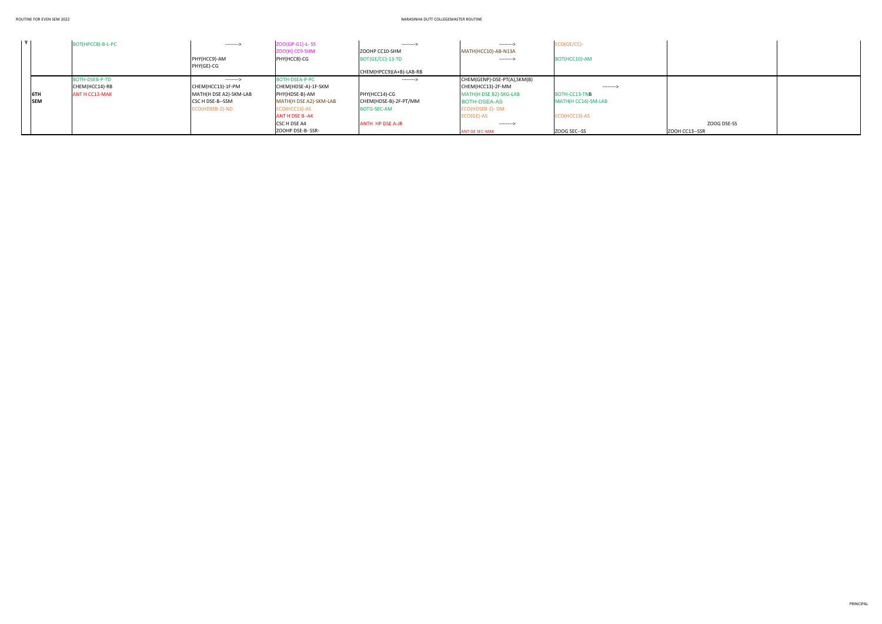| | | | | | | | | |
|---|---|---|---|---|---|---|---|---|
| Y | BOT(HPCC8)-B-L-PC | --------> | ZOO(GP-G1)-L- SS | --------> | --------> | ECO(GE/CC)- | | |
| | | | ZOO(H) CC9-SHM | ZOOHP CC10-SHM | MATH(HCC10)-AB-N13A | | | |
| | | PHY(HCC9)-AM | PHY(HCC8)-CG | BOT(GE/CC)-13-TD | --------> | BOT(HCC10)-AM | | |
| | | PHY(GE)-CG | | | | | | |
| | | | | CHEM(HPCC9)(A+B)-LAB-RB | | | | |
| | BOTH-DSEB-P-TD | --------> | BOTH-DSEA-P-PC | --------> | CHEM(GENP)-DSE-PT(A),SKM(B) | | | |
| | CHEM(HCC14)-RB | CHEM(HCC13)-1F-PM | CHEM(HDSE-A)-1F-SKM | | CHEM(HCC13)-2F-MM | --------> | | |
| 6TH | ANT H CC13-MAK | MATH(H DSE A2)-SKM-LAB | PHY(HDSE-B)-AM | PHY(HCC14)-CG | MATH(H DSE B2)-SKG-LAB | BOTH-CC13-TNB | | |
| SEM | | CSC H DSE-B--SSM | MATH(H DSE A2)-SKM-LAB | CHEM(HDSE-B)-2F-PT/MM | BOTH-DSEA-AS | MATH(H CC14)-SM-LAB | | |
| | | ECO(HDSEB-2)-ND | ECO(HCC13)-AS | BOTG-SEC-AM | ECO(HDSEB-2)- DM | | | |
| | | | ANT H DSE B -AK | | ECO(GE)-AS | ECO(HCC13)-AS | | |
| | | | CSC H DSE A4 | ANTH HP DSE A-JR | --------> | | ZOOG DSE-SS | |
| | | | ZOOHP DSE-B- SSR- | | ANT GE SEC-MAK | ZOOG SEC--SS | ZOOH CC13--SSR | |

PRINCIPAL